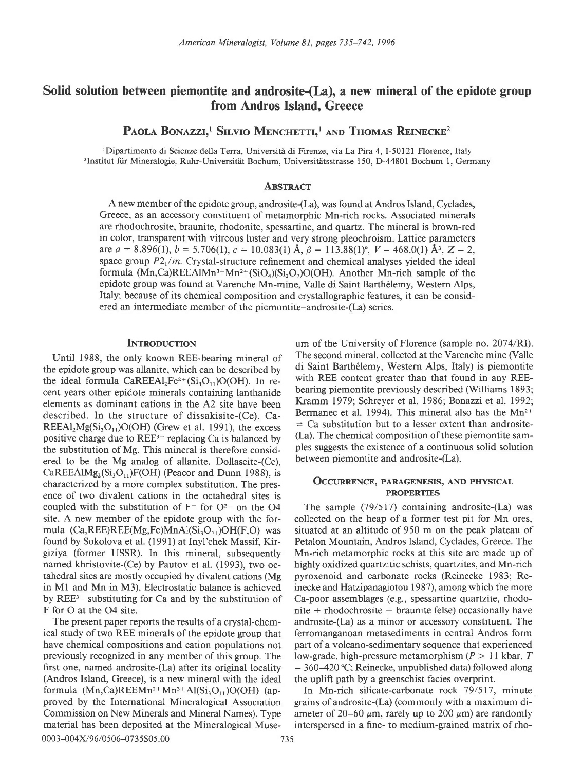# Solid solution between piemontite and androsite-(La), a new mineral of the epidote group from Andros Island, Greece

**Paola Bonazzi,[1] Silvio Menchetti,[1] and Thomas Reinecke[2]**

[1]Dipartimento di Scienze della Terra, Università di Firenze, via La Pira 4, I-50121 Florence, Italy
[2]Institut für Mineralogie, Ruhr-Universität Bochum, Universitätsstrasse 150, D-44801 Bochum 1, Germany

## Abstract

A new member of the epidote group, androsite-(La), was found at Andros Island, Cyclades, Greece, as an accessory constituent of metamorphic Mn-rich rocks. Associated minerals are rhodochrosite, braunite, rhodonite, spessartine, and quartz. The mineral is brown-red in color, transparent with vitreous luster and very strong pleochroism. Lattice parameters are $a = 8.896(1)$, $b = 5.706(1)$, $c = 10.083(1)$ Å, $\beta = 113.88(1)°$, $V = 468.0(1)$ Å$^3$, $Z = 2$, space group $P2_1/m$. Crystal-structure refinement and chemical analyses yielded the ideal formula (Mn,Ca)REEAl$Mn^{3+}Mn^{2+}(SiO_4)(Si_2O_7)$O(OH). Another Mn-rich sample of the epidote group was found at Varenche Mn-mine, Valle di Saint Barthélemy, Western Alps, Italy; because of its chemical composition and crystallographic features, it can be considered an intermediate member of the piemontite–androsite-(La) series.

## Introduction

Until 1988, the only known REE-bearing mineral of the epidote group was allanite, which can be described by the ideal formula CaREE$Al_2Fe^{2+}(Si_3O_{11})$O(OH). In recent years other epidote minerals containing lanthanide elements as dominant cations in the A2 site have been described. In the structure of dissakisite-(Ce), CaREE$Al_2$Mg$(Si_3O_{11})$O(OH) (Grew et al. 1991), the excess positive charge due to $REE^{3+}$ replacing Ca is balanced by the substitution of Mg. This mineral is therefore considered to be the Mg analog of allanite. Dollaseite-(Ce), CaREEAl$Mg_2(Si_3O_{11})$F(OH) (Peacor and Dunn 1988), is characterized by a more complex substitution. The presence of two divalent cations in the octahedral sites is coupled with the substitution of $F^-$ for $O^{2-}$ on the O4 site. A new member of the epidote group with the formula (Ca,REE)REE(Mg,Fe)MnAl$(Si_3O_{11})$OH(F,O) was found by Sokolova et al. (1991) at Inyl'chek Massif, Kirgiziya (former USSR). In this mineral, subsequently named khristovite-(Ce) by Pautov et al. (1993), two octahedral sites are mostly occupied by divalent cations (Mg in M1 and Mn in M3). Electrostatic balance is achieved by $REE^{3+}$ substituting for Ca and by the substitution of F for O at the O4 site.

The present paper reports the results of a crystal-chemical study of two REE minerals of the epidote group that have chemical compositions and cation populations not previously recognized in any member of this group. The first one, named androsite-(La) after its original locality (Andros Island, Greece), is a new mineral with the ideal formula (Mn,Ca)REE$Mn^{2+}Mn^{3+}$Al$(Si_3O_{11})$O(OH) (approved by the International Mineralogical Association Commission on New Minerals and Mineral Names). Type material has been deposited at the Mineralogical Museum of the University of Florence (sample no. 2074/RI). The second mineral, collected at the Varenche mine (Valle di Saint Barthélemy, Western Alps, Italy) is piemontite with REE content greater than that found in any REE-bearing piemontite previously described (Williams 1893; Kramm 1979; Schreyer et al. 1986; Bonazzi et al. 1992; Bermanec et al. 1994). This mineral also has the $Mn^{2+} \rightleftharpoons$ Ca substitution but to a lesser extent than androsite-(La). The chemical composition of these piemontite samples suggests the existence of a continuous solid solution between piemontite and androsite-(La).

## Occurrence, paragenesis, and physical properties

The sample (79/517) containing androsite-(La) was collected on the heap of a former test pit for Mn ores, situated at an altitude of 950 m on the peak plateau of Petalon Mountain, Andros Island, Cyclades, Greece. The Mn-rich metamorphic rocks at this site are made up of highly oxidized quartzitic schists, quartzites, and Mn-rich pyroxenoid and carbonate rocks (Reinecke 1983; Reinecke and Hatzipanagiotou 1987), among which the more Ca-poor assemblages (e.g., spessartine quartzite, rhodonite + rhodochrosite + braunite felse) occasionally have androsite-(La) as a minor or accessory constituent. The ferromanganoan metasediments in central Andros form part of a volcano-sedimentary sequence that experienced low-grade, high-pressure metamorphism ($P > 11$ kbar, $T = 360–420$ °C; Reinecke, unpublished data) followed along the uplift path by a greenschist facies overprint.

In Mn-rich silicate-carbonate rock 79/517, minute grains of androsite-(La) (commonly with a maximum diameter of 20–60 μm, rarely up to 200 μm) are randomly interspersed in a fine- to medium-grained matrix of rho-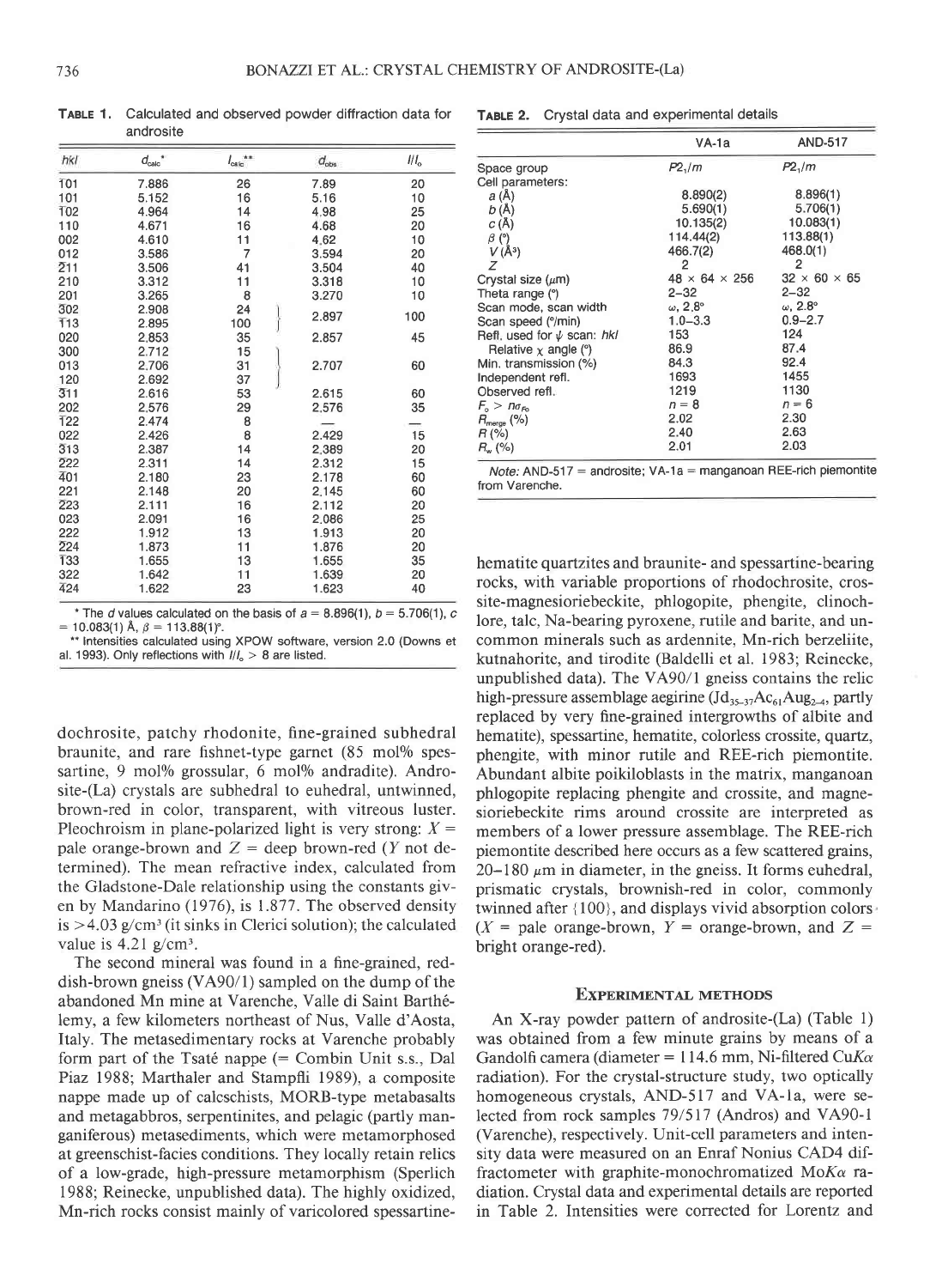**TABLE 1.** Calculated and observed powder diffraction data for androsite

| $hkl$ | $d_{calc}$* | $I_{calc}$** | $d_{obs}$ | $I/I_o$ |
|---|---|---|---|---|
| $\bar{1}01$ | 7.886 | 26 | 7.89 | 20 |
| 101 | 5.152 | 16 | 5.16 | 10 |
| $\bar{1}02$ | 4.964 | 14 | 4.98 | 25 |
| 110 | 4.671 | 16 | 4.68 | 20 |
| 002 | 4.610 | 11 | 4.62 | 10 |
| 012 | 3.586 | 7 | 3.594 | 20 |
| $\bar{2}11$ | 3.506 | 41 | 3.504 | 40 |
| 210 | 3.312 | 11 | 3.318 | 10 |
| 201 | 3.265 | 8 | 3.270 | 10 |
| $\bar{3}02$ | 2.908 | 24 | 2.897 | 100 |
| $\bar{1}13$ | 2.895 | 100 | | |
| 020 | 2.853 | 35 | 2.857 | 45 |
| 300 | 2.712 | 15 | 2.707 | 60 |
| 013 | 2.706 | 31 | | |
| 120 | 2.692 | 37 | | |
| $\bar{3}11$ | 2.616 | 53 | 2.615 | 60 |
| 202 | 2.576 | 29 | 2.576 | 35 |
| $\bar{1}22$ | 2.474 | 8 | — | — |
| 022 | 2.426 | 8 | 2.429 | 15 |
| $\bar{3}13$ | 2.387 | 14 | 2.389 | 20 |
| $\bar{2}22$ | 2.311 | 14 | 2.312 | 15 |
| $\bar{4}01$ | 2.180 | 23 | 2.178 | 60 |
| 221 | 2.148 | 20 | 2.145 | 60 |
| $\bar{2}23$ | 2.111 | 16 | 2.112 | 20 |
| 023 | 2.091 | 16 | 2.086 | 25 |
| 222 | 1.912 | 13 | 1.913 | 20 |
| $\bar{2}24$ | 1.873 | 11 | 1.876 | 20 |
| $\bar{1}33$ | 1.655 | 13 | 1.655 | 35 |
| 322 | 1.642 | 11 | 1.639 | 20 |
| $\bar{4}24$ | 1.622 | 23 | 1.623 | 40 |

\* The $d$ values calculated on the basis of $a$ = 8.896(1), $b$ = 5.706(1), $c$ = 10.083(1) Å, $\beta$ = 113.88(1)°.

\*\* Intensities calculated using XPOW software, version 2.0 (Downs et al. 1993). Only reflections with $I/I_o$ > 8 are listed.

dochrosite, patchy rhodonite, fine-grained subhedral braunite, and rare fishnet-type garnet (85 mol% spessartine, 9 mol% grossular, 6 mol% andradite). Androsite-(La) crystals are subhedral to euhedral, untwinned, brown-red in color, transparent, with vitreous luster. Pleochroism in plane-polarized light is very strong: $X$ = pale orange-brown and $Z$ = deep brown-red ($Y$ not determined). The mean refractive index, calculated from the Gladstone-Dale relationship using the constants given by Mandarino (1976), is 1.877. The observed density is >4.03 g/cm³ (it sinks in Clerici solution); the calculated value is 4.21 g/cm³.

The second mineral was found in a fine-grained, reddish-brown gneiss (VA90/1) sampled on the dump of the abandoned Mn mine at Varenche, Valle di Saint Barthélemy, a few kilometers northeast of Nus, Valle d'Aosta, Italy. The metasedimentary rocks at Varenche probably form part of the Tsaté nappe (= Combin Unit s.s., Dal Piaz 1988; Marthaler and Stampfli 1989), a composite nappe made up of calcschists, MORB-type metabasalts and metagabbros, serpentinites, and pelagic (partly manganiferous) metasediments, which were metamorphosed at greenschist-facies conditions. They locally retain relics of a low-grade, high-pressure metamorphism (Sperlich 1988; Reinecke, unpublished data). The highly oxidized, Mn-rich rocks consist mainly of varicolored spessartine-hematite quartzites and braunite- and spessartine-bearing rocks, with variable proportions of rhodochrosite, crossite-magnesioriebeckite, phlogopite, phengite, clinochlore, talc, Na-bearing pyroxene, rutile and barite, and uncommon minerals such as ardennite, Mn-rich berzeliite, kutnahorite, and tirodite (Baldelli et al. 1983; Reinecke, unpublished data). The VA90/1 gneiss contains the relic high-pressure assemblage aegirine ($Jd_{35-37}Ac_{61}Aug_{2-4}$, partly replaced by very fine-grained intergrowths of albite and hematite), spessartine, hematite, colorless crossite, quartz, phengite, with minor rutile and REE-rich piemontite. Abundant albite poikiloblasts in the matrix, manganoan phlogopite replacing phengite and crossite, and magnesioriebeckite rims around crossite are interpreted as members of a lower pressure assemblage. The REE-rich piemontite described here occurs as a few scattered grains, 20–180 μm in diameter, in the gneiss. It forms euhedral, prismatic crystals, brownish-red in color, commonly twinned after {100}, and displays vivid absorption colors ($X$ = pale orange-brown, $Y$ = orange-brown, and $Z$ = bright orange-red).

**TABLE 2.** Crystal data and experimental details

| | VA-1a | AND-517 |
|---|---|---|
| Space group | $P2_1/m$ | $P2_1/m$ |
| Cell parameters: | | |
| $a$ (Å) | 8.890(2) | 8.896(1) |
| $b$ (Å) | 5.690(1) | 5.706(1) |
| $c$ (Å) | 10.135(2) | 10.083(1) |
| $\beta$ (°) | 114.44(2) | 113.88(1) |
| $V$ (Å³) | 466.7(2) | 468.0(1) |
| $Z$ | 2 | 2 |
| Crystal size (μm) | 48 × 64 × 256 | 32 × 60 × 65 |
| Theta range (°) | 2–32 | 2–32 |
| Scan mode, scan width | ω, 2.8° | ω, 2.8° |
| Scan speed (°/min) | 1.0–3.3 | 0.9–2.7 |
| Refl. used for ψ scan: $hkl$ | 153 | 124 |
| Relative χ angle (°) | 86.9 | 87.4 |
| Min. transmission (%) | 84.3 | 92.4 |
| Independent refl. | 1693 | 1455 |
| Observed refl. | 1219 | 1130 |
| $F_o > n\sigma_{Fo}$ | $n$ = 8 | $n$ = 6 |
| $R_{merge}$ (%) | 2.02 | 2.30 |
| $R$ (%) | 2.40 | 2.63 |
| $R_w$ (%) | 2.01 | 2.03 |

*Note:* AND-517 = androsite; VA-1a = manganoan REE-rich piemontite from Varenche.

## EXPERIMENTAL METHODS

An X-ray powder pattern of androsite-(La) (Table 1) was obtained from a few minute grains by means of a Gandolfi camera (diameter = 114.6 mm, Ni-filtered Cu$K\alpha$ radiation). For the crystal-structure study, two optically homogeneous crystals, AND-517 and VA-1a, were selected from rock samples 79/517 (Andros) and VA90-1 (Varenche), respectively. Unit-cell parameters and intensity data were measured on an Enraf Nonius CAD4 diffractometer with graphite-monochromatized Mo$K\alpha$ radiation. Crystal data and experimental details are reported in Table 2. Intensities were corrected for Lorentz and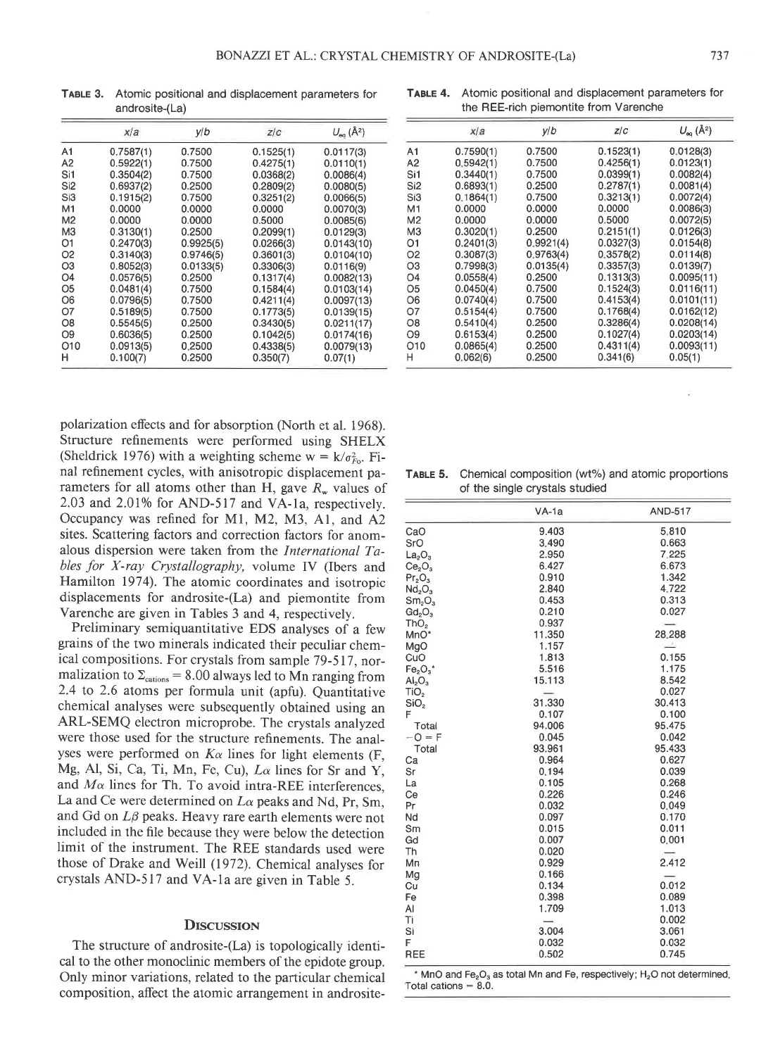**TABLE 3.** Atomic positional and displacement parameters for androsite-(La)

| | x/a | y/b | z/c | $U_{eq}$ (Å$^2$) |
|---|---|---|---|---|
| A1 | 0.7587(1) | 0.7500 | 0.1525(1) | 0.0117(3) |
| A2 | 0.5922(1) | 0.7500 | 0.4275(1) | 0.0110(1) |
| Si1 | 0.3504(2) | 0.7500 | 0.0368(2) | 0.0086(4) |
| Si2 | 0.6937(2) | 0.2500 | 0.2809(2) | 0.0080(5) |
| Si3 | 0.1915(2) | 0.7500 | 0.3251(2) | 0.0066(5) |
| M1 | 0.0000 | 0.0000 | 0.0000 | 0.0070(3) |
| M2 | 0.0000 | 0.0000 | 0.5000 | 0.0085(6) |
| M3 | 0.3130(1) | 0.2500 | 0.2099(1) | 0.0129(3) |
| O1 | 0.2470(3) | 0.9925(5) | 0.0266(3) | 0.0143(10) |
| O2 | 0.3140(3) | 0.9746(5) | 0.3601(3) | 0.0104(10) |
| O3 | 0.8052(3) | 0.0133(5) | 0.3306(3) | 0.0116(9) |
| O4 | 0.0576(5) | 0.2500 | 0.1317(4) | 0.0082(13) |
| O5 | 0.0481(4) | 0.7500 | 0.1584(4) | 0.0103(14) |
| O6 | 0.0796(5) | 0.7500 | 0.4211(4) | 0.0097(13) |
| O7 | 0.5189(5) | 0.7500 | 0.1773(5) | 0.0139(15) |
| O8 | 0.5545(5) | 0.2500 | 0.3430(5) | 0.0211(17) |
| O9 | 0.6036(5) | 0.2500 | 0.1042(5) | 0.0174(16) |
| O10 | 0.0913(5) | 0.2500 | 0.4338(5) | 0.0079(13) |
| H | 0.100(7) | 0.2500 | 0.350(7) | 0.07(1) |

**TABLE 4.** Atomic positional and displacement parameters for the REE-rich piemontite from Varenche

| | x/a | y/b | z/c | $U_{eq}$ (Å$^2$) |
|---|---|---|---|---|
| A1 | 0.7590(1) | 0.7500 | 0.1523(1) | 0.0128(3) |
| A2 | 0.5942(1) | 0.7500 | 0.4256(1) | 0.0123(1) |
| Si1 | 0.3440(1) | 0.7500 | 0.0399(1) | 0.0082(4) |
| Si2 | 0.6893(1) | 0.2500 | 0.2787(1) | 0.0081(4) |
| Si3 | 0.1864(1) | 0.7500 | 0.3213(1) | 0.0072(4) |
| M1 | 0.0000 | 0.0000 | 0.0000 | 0.0086(3) |
| M2 | 0.0000 | 0.0000 | 0.5000 | 0.0072(5) |
| M3 | 0.3020(1) | 0.2500 | 0.2151(1) | 0.0126(3) |
| O1 | 0.2401(3) | 0.9921(4) | 0.0327(3) | 0.0154(8) |
| O2 | 0.3087(3) | 0.9763(4) | 0.3578(2) | 0.0114(8) |
| O3 | 0.7998(3) | 0.0135(4) | 0.3357(3) | 0.0139(7) |
| O4 | 0.0558(4) | 0.2500 | 0.1313(3) | 0.0095(11) |
| O5 | 0.0450(4) | 0.7500 | 0.1524(3) | 0.0116(11) |
| O6 | 0.0740(4) | 0.7500 | 0.4153(4) | 0.0101(11) |
| O7 | 0.5154(4) | 0.7500 | 0.1768(4) | 0.0162(12) |
| O8 | 0.5410(4) | 0.2500 | 0.3286(4) | 0.0208(14) |
| O9 | 0.6153(4) | 0.2500 | 0.1027(4) | 0.0203(14) |
| O10 | 0.0865(4) | 0.2500 | 0.4311(4) | 0.0093(11) |
| H | 0.062(6) | 0.2500 | 0.341(6) | 0.05(1) |

polarization effects and for absorption (North et al. 1968). Structure refinements were performed using SHELX (Sheldrick 1976) with a weighting scheme $w = k/\sigma^2_{Fo}$. Final refinement cycles, with anisotropic displacement parameters for all atoms other than H, gave $R_w$ values of 2.03 and 2.01% for AND-517 and VA-1a, respectively. Occupancy was refined for M1, M2, M3, A1, and A2 sites. Scattering factors and correction factors for anomalous dispersion were taken from the *International Tables for X-ray Crystallography*, volume IV (Ibers and Hamilton 1974). The atomic coordinates and isotropic displacements for androsite-(La) and piemontite from Varenche are given in Tables 3 and 4, respectively.

Preliminary semiquantitative EDS analyses of a few grains of the two minerals indicated their peculiar chemical compositions. For crystals from sample 79-517, normalization to $\Sigma_{cations} = 8.00$ always led to Mn ranging from 2.4 to 2.6 atoms per formula unit (apfu). Quantitative chemical analyses were subsequently obtained using an ARL-SEMQ electron microprobe. The crystals analyzed were those used for the structure refinements. The analyses were performed on $K\alpha$ lines for light elements (F, Mg, Al, Si, Ca, Ti, Mn, Fe, Cu), $L\alpha$ lines for Sr and Y, and $M\alpha$ lines for Th. To avoid intra-REE interferences, La and Ce were determined on $L\alpha$ peaks and Nd, Pr, Sm, and Gd on $L\beta$ peaks. Heavy rare earth elements were not included in the file because they were below the detection limit of the instrument. The REE standards used were those of Drake and Weill (1972). Chemical analyses for crystals AND-517 and VA-1a are given in Table 5.

**TABLE 5.** Chemical composition (wt%) and atomic proportions of the single crystals studied

| | VA-1a | AND-517 |
|---|---|---|
| CaO | 9.403 | 5.810 |
| SrO | 3.490 | 0.663 |
| $La_2O_3$ | 2.950 | 7.225 |
| $Ce_2O_3$ | 6.427 | 6.673 |
| $Pr_2O_3$ | 0.910 | 1.342 |
| $Nd_2O_3$ | 2.840 | 4.722 |
| $Sm_2O_3$ | 0.453 | 0.313 |
| $Gd_2O_3$ | 0.210 | 0.027 |
| $ThO_2$ | 0.937 | — |
| MnO* | 11.350 | 28.288 |
| MgO | 1.157 | — |
| CuO | 1.813 | 0.155 |
| $Fe_2O_3$* | 5.516 | 1.175 |
| $Al_2O_3$ | 15.113 | 8.542 |
| $TiO_2$ | — | 0.027 |
| $SiO_2$ | 31.330 | 30.413 |
| F | 0.107 | 0.100 |
| Total | 94.006 | 95.475 |
| −O = F | 0.045 | 0.042 |
| Total | 93.961 | 95.433 |
| Ca | 0.964 | 0.627 |
| Sr | 0.194 | 0.039 |
| La | 0.105 | 0.268 |
| Ce | 0.226 | 0.246 |
| Pr | 0.032 | 0.049 |
| Nd | 0.097 | 0.170 |
| Sm | 0.015 | 0.011 |
| Gd | 0.007 | 0.001 |
| Th | 0.020 | — |
| Mn | 0.929 | 2.412 |
| Mg | 0.166 | — |
| Cu | 0.134 | 0.012 |
| Fe | 0.398 | 0.089 |
| Al | 1.709 | 1.013 |
| Ti | — | 0.002 |
| Si | 3.004 | 3.061 |
| F | 0.032 | 0.032 |
| REE | 0.502 | 0.745 |

\* MnO and $Fe_2O_3$ as total Mn and Fe, respectively; $H_2O$ not determined. Total cations = 8.0.

## DISCUSSION

The structure of androsite-(La) is topologically identical to the other monoclinic members of the epidote group. Only minor variations, related to the particular chemical composition, affect the atomic arrangement in androsite-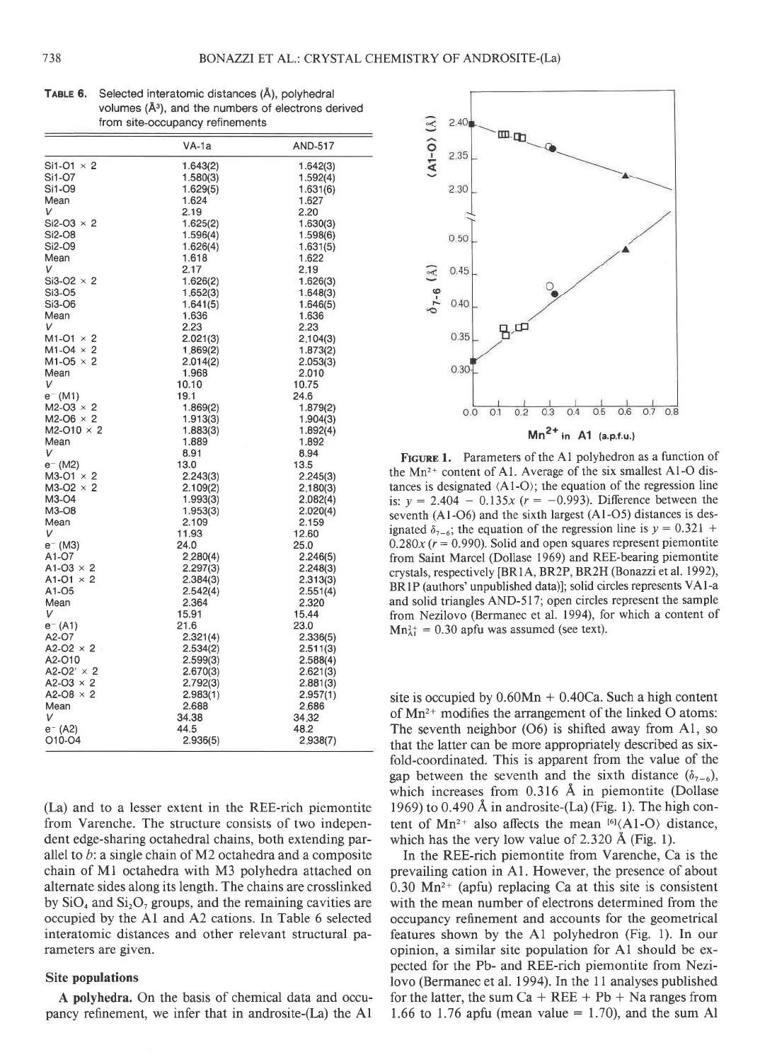**Table 6.** Selected interatomic distances (Å), polyhedral volumes (Å³), and the numbers of electrons derived from site-occupancy refinements

| | VA-1a | AND-517 |
|---|---|---|
| Si1-O1 × 2 | 1.643(2) | 1.642(3) |
| Si1-O7 | 1.580(3) | 1.592(4) |
| Si1-O9 | 1.629(5) | 1.631(6) |
| Mean | 1.624 | 1.627 |
| $V$ | 2.19 | 2.20 |
| Si2-O3 × 2 | 1.625(2) | 1.630(3) |
| Si2-O8 | 1.596(4) | 1.598(6) |
| Si2-O9 | 1.626(4) | 1.631(5) |
| Mean | 1.618 | 1.622 |
| $V$ | 2.17 | 2.19 |
| Si3-O2 × 2 | 1.626(2) | 1.626(3) |
| Si3-O5 | 1.652(3) | 1.648(3) |
| Si3-O6 | 1.641(5) | 1.646(5) |
| Mean | 1.636 | 1.636 |
| $V$ | 2.23 | 2.23 |
| M1-O1 × 2 | 2.021(3) | 2.104(3) |
| M1-O4 × 2 | 1.869(2) | 1.873(2) |
| M1-O5 × 2 | 2.014(2) | 2.053(3) |
| Mean | 1.968 | 2.010 |
| $V$ | 10.10 | 10.75 |
| $e^-$ (M1) | 19.1 | 24.6 |
| M2-O3 × 2 | 1.869(2) | 1.879(2) |
| M2-O6 × 2 | 1.913(3) | 1.904(3) |
| M2-O10 × 2 | 1.883(3) | 1.892(4) |
| Mean | 1.889 | 1.892 |
| $V$ | 8.91 | 8.94 |
| $e^-$ (M2) | 13.0 | 13.5 |
| M3-O1 × 2 | 2.243(3) | 2.245(3) |
| M3-O2 × 2 | 2.109(2) | 2.180(3) |
| M3-O4 | 1.993(3) | 2.082(4) |
| M3-O8 | 1.953(3) | 2.020(4) |
| Mean | 2.109 | 2.159 |
| $V$ | 11.93 | 12.60 |
| $e^-$ (M3) | 24.0 | 25.0 |
| A1-O7 | 2.280(4) | 2.246(5) |
| A1-O3 × 2 | 2.297(3) | 2.248(3) |
| A1-O1 × 2 | 2.384(3) | 2.313(3) |
| A1-O5 | 2.542(4) | 2.551(4) |
| Mean | 2.364 | 2.320 |
| $V$ | 15.91 | 15.44 |
| $e^-$ (A1) | 21.6 | 23.0 |
| A2-O7 | 2.321(4) | 2.336(5) |
| A2-O2 × 2 | 2.534(2) | 2.511(3) |
| A2-O10 | 2.599(3) | 2.588(4) |
| A2-O2′ × 2 | 2.670(3) | 2.621(3) |
| A2-O3 × 2 | 2.792(3) | 2.881(3) |
| A2-O8 × 2 | 2.983(1) | 2.957(1) |
| Mean | 2.688 | 2.686 |
| $V$ | 34.38 | 34.32 |
| $e^-$ (A2) | 44.5 | 48.2 |
| O10-O4 | 2.936(5) | 2.938(7) |

(La) and to a lesser extent in the REE-rich piemontite from Varenche. The structure consists of two independent edge-sharing octahedral chains, both extending parallel to $b$: a single chain of M2 octahedra and a composite chain of M1 octahedra with M3 polyhedra attached on alternate sides along its length. The chains are crosslinked by $SiO_4$ and $Si_2O_7$ groups, and the remaining cavities are occupied by the A1 and A2 cations. In Table 6 selected interatomic distances and other relevant structural parameters are given.

### Site populations

**A polyhedra.** On the basis of chemical data and occupancy refinement, we infer that in androsite-(La) the A1 site is occupied by 0.60Mn + 0.40Ca. Such a high content of $Mn^{2+}$ modifies the arrangement of the linked O atoms: The seventh neighbor (O6) is shifted away from A1, so that the latter can be more appropriately described as six-fold-coordinated. This is apparent from the value of the gap between the seventh and the sixth distance ($\delta_{7-6}$), which increases from 0.316 Å in piemontite (Dollase 1969) to 0.490 Å in androsite-(La) (Fig. 1). The high content of $Mn^{2+}$ also affects the mean $^{[6]}\langle$A1-O$\rangle$ distance, which has the very low value of 2.320 Å (Fig. 1).

**Figure 1.** Parameters of the A1 polyhedron as a function of the $Mn^{2+}$ content of A1. Average of the six smallest A1-O distances is designated $\langle$A1-O$\rangle$; the equation of the regression line is: $y = 2.404 - 0.135x$ ($r = -0.993$). Difference between the seventh (A1-O6) and the sixth largest (A1-O5) distances is designated $\delta_{7-6}$; the equation of the regression line is $y = 0.321 + 0.280x$ ($r = 0.990$). Solid and open squares represent piemontite from Saint Marcel (Dollase 1969) and REE-bearing piemontite crystals, respectively [BR1A, BR2P, BR2H (Bonazzi et al. 1992), BR1P (authors' unpublished data)]; solid circles represents VA1-a and solid triangles AND-517; open circles represent the sample from Nezilovo (Bermanec et al. 1994), for which a content of $Mn^{2+}_{A1} = 0.30$ apfu was assumed (see text).

In the REE-rich piemontite from Varenche, Ca is the prevailing cation in A1. However, the presence of about 0.30 $Mn^{2+}$ (apfu) replacing Ca at this site is consistent with the mean number of electrons determined from the occupancy refinement and accounts for the geometrical features shown by the A1 polyhedron (Fig. 1). In our opinion, a similar site population for A1 should be expected for the Pb- and REE-rich piemontite from Nezilovo (Bermanec et al. 1994). In the 11 analyses published for the latter, the sum Ca + REE + Pb + Na ranges from 1.66 to 1.76 apfu (mean value = 1.70), and the sum Al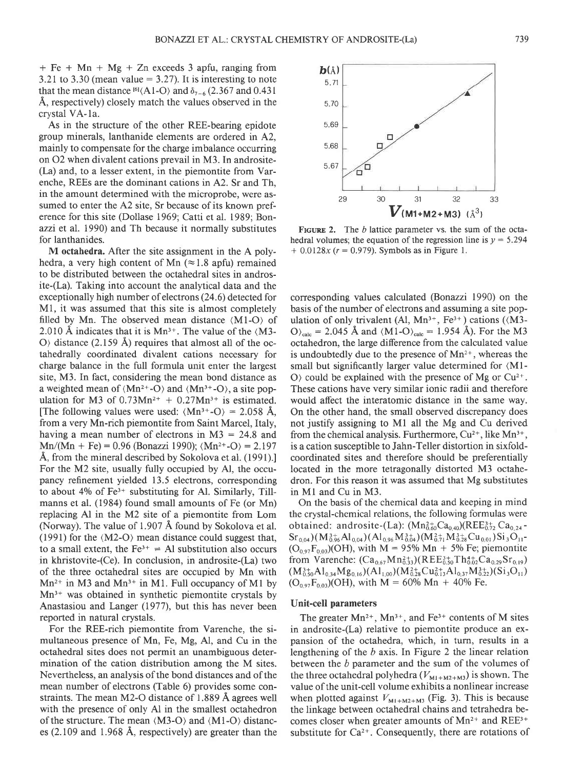+ Fe + Mn + Mg + Zn exceeds 3 apfu, ranging from 3.21 to 3.30 (mean value = 3.27). It is interesting to note that the mean distance $^{[6]}\langle$A1-O$\rangle$ and $\delta_{7-6}$ (2.367 and 0.431 Å, respectively) closely match the values observed in the crystal VA-1a.

As in the structure of the other REE-bearing epidote group minerals, lanthanide elements are ordered in A2, mainly to compensate for the charge imbalance occurring on O2 when divalent cations prevail in M3. In androsite-(La) and, to a lesser extent, in the piemontite from Varenche, REEs are the dominant cations in A2. Sr and Th, in the amount determined with the microprobe, were assumed to enter the A2 site, Sr because of its known preference for this site (Dollase 1969; Catti et al. 1989; Bonazzi et al. 1990) and Th because it normally substitutes for lanthanides.

**M octahedra.** After the site assignment in the A polyhedra, a very high content of Mn (≈1.8 apfu) remained to be distributed between the octahedral sites in androsite-(La). Taking into account the analytical data and the exceptionally high number of electrons (24.6) detected for M1, it was assumed that this site is almost completely filled by Mn. The observed mean distance $\langle$M1-O$\rangle$ of 2.010 Å indicates that it is $Mn^{3+}$. The value of the $\langle$M3-O$\rangle$ distance (2.159 Å) requires that almost all of the octahedrally coordinated divalent cations necessary for charge balance in the full formula unit enter the largest site, M3. In fact, considering the mean bond distance as a weighted mean of $\langle Mn^{2+}$-O$\rangle$ and $\langle Mn^{3+}$-O$\rangle$, a site population for M3 of $0.73Mn^{2+} + 0.27Mn^{3+}$ is estimated. [The following values were used: $\langle Mn^{3+}$-O$\rangle$ = 2.058 Å, from a very Mn-rich piemontite from Saint Marcel, Italy, having a mean number of electrons in M3 = 24.8 and Mn/(Mn + Fe) = 0.96 (Bonazzi 1990); $\langle Mn^{2+}$-O$\rangle$ = 2.197 Å, from the mineral described by Sokolova et al. (1991).] For the M2 site, usually fully occupied by Al, the occupancy refinement yielded 13.5 electrons, corresponding to about 4% of $Fe^{3+}$ substituting for Al. Similarly, Tillmanns et al. (1984) found small amounts of Fe (or Mn) replacing Al in the M2 site of a piemontite from Lom (Norway). The value of 1.907 Å found by Sokolova et al. (1991) for the $\langle$M2-O$\rangle$ mean distance could suggest that, to a small extent, the $Fe^{3+}$ ⇌ Al substitution also occurs in khristovite-(Ce). In conclusion, in androsite-(La) two of the three octahedral sites are occupied by Mn with $Mn^{2+}$ in M3 and $Mn^{3+}$ in M1. Full occupancy of M1 by $Mn^{3+}$ was obtained in synthetic piemontite crystals by Anastasiou and Langer (1977), but this has never been reported in natural crystals.

For the REE-rich piemontite from Varenche, the simultaneous presence of Mn, Fe, Mg, Al, and Cu in the octahedral sites does not permit an unambiguous determination of the cation distribution among the M sites. Nevertheless, an analysis of the bond distances and of the mean number of electrons (Table 6) provides some constraints. The mean M2-O distance of 1.889 Å agrees well with the presence of only Al in the smallest octahedron of the structure. The mean $\langle$M3-O$\rangle$ and $\langle$M1-O$\rangle$ distances (2.109 and 1.968 Å, respectively) are greater than the corresponding values calculated (Bonazzi 1990) on the basis of the number of electrons and assuming a site population of only trivalent (Al, $Mn^{3+}$, $Fe^{3+}$) cations ($\langle$M3-O$\rangle_{calc}$ = 2.045 Å and $\langle$M1-O$\rangle_{calc}$ = 1.954 Å). For the M3 octahedron, the large difference from the calculated value is undoubtedly due to the presence of $Mn^{2+}$, whereas the small but significantly larger value determined for $\langle$M1-O$\rangle$ could be explained with the presence of Mg or $Cu^{2+}$. These cations have very similar ionic radii and therefore would affect the interatomic distance in the same way. On the other hand, the small observed discrepancy does not justify assigning to M1 all the Mg and Cu derived from the chemical analysis. Furthermore, $Cu^{2+}$, like $Mn^{3+}$, is a cation susceptible to Jahn-Teller distortion in sixfold-coordinated sites and therefore should be preferentially located in the more tetragonally distorted M3 octahedron. For this reason it was assumed that Mg substitutes in M1 and Cu in M3.

On the basis of the chemical data and keeping in mind the crystal-chemical relations, the following formulas were obtained: androsite-(La): $(Mn^{2+}_{0.60}Ca_{0.40})(REE^{3+}_{0.72}Ca_{0.24}Sr_{0.04})(M^{3+}_{0.96}Al_{0.04})(Al_{0.96}M^{3+}_{0.04})(M^{2+}_{0.71}M^{3+}_{0.28}Cu_{0.01})Si_3O_{11}(O_{0.97}F_{0.03})(OH)$, with M = 95% Mn + 5% Fe; piemontite from Varenche: $(Ca_{0.67}Mn^{2+}_{0.33})(REE^{3+}_{0.50}Th^{4+}_{0.02}Ca_{0.29}Sr_{0.19})(M^{3+}_{0.50}Al_{0.34}Mg_{0.16})(Al_{1.00})(M^{2+}_{0.28}Cu^{2+}_{0.13}Al_{0.37}M^{3+}_{0.22})(Si_3O_{11})(O_{0.97}F_{0.03})(OH)$, with M = 60% Mn + 40% Fe.

FIGURE 2. The *b* lattice parameter vs. the sum of the octahedral volumes; the equation of the regression line is $y = 5.294 + 0.0128x$ ($r = 0.979$). Symbols as in Figure 1.

### Unit-cell parameters

The greater $Mn^{2+}$, $Mn^{3+}$, and $Fe^{3+}$ contents of M sites in androsite-(La) relative to piemontite produce an expansion of the octahedra, which, in turn, results in a lengthening of the *b* axis. In Figure 2 the linear relation between the *b* parameter and the sum of the volumes of the three octahedral polyhedra ($V_{M1+M2+M3}$) is shown. The value of the unit-cell volume exhibits a nonlinear increase when plotted against $V_{M1+M2+M3}$ (Fig. 3). This is because the linkage between octahedral chains and tetrahedra becomes closer when greater amounts of $Mn^{2+}$ and $REE^{3+}$ substitute for $Ca^{2+}$. Consequently, there are rotations of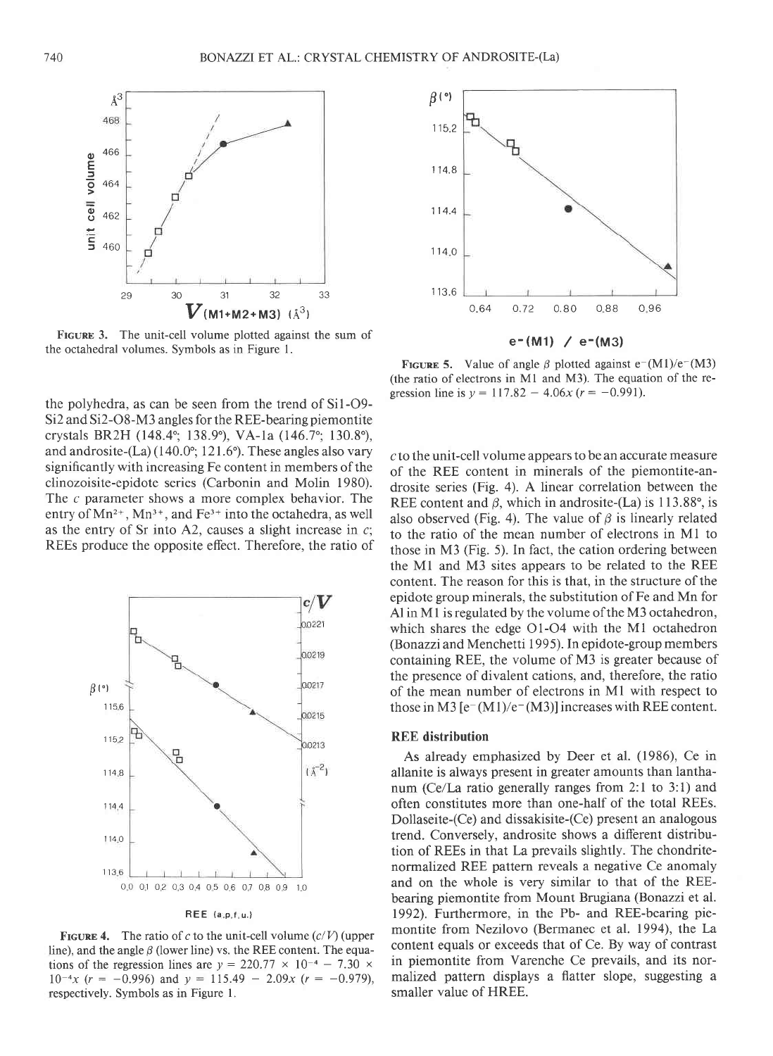FIGURE 3. The unit-cell volume plotted against the sum of the octahedral volumes. Symbols as in Figure 1.

FIGURE 4. The ratio of $c$ to the unit-cell volume ($c/V$) (upper line), and the angle $\beta$ (lower line) vs. the REE content. The equations of the regression lines are $y = 220.77 \times 10^{-4} - 7.30 \times 10^{-4}x$ ($r = -0.996$) and $y = 115.49 - 2.09x$ ($r = -0.979$), respectively. Symbols as in Figure 1.

FIGURE 5. Value of angle $\beta$ plotted against $e^{-}(M1)/e^{-}(M3)$ (the ratio of electrons in M1 and M3). The equation of the regression line is $y = 117.82 - 4.06x$ ($r = -0.991$).

the polyhedra, as can be seen from the trend of Si1-O9-Si2 and Si2-O8-M3 angles for the REE-bearing piemontite crystals BR2H (148.4°; 138.9°), VA-1a (146.7°; 130.8°), and androsite-(La) (140.0°; 121.6°). These angles also vary significantly with increasing Fe content in members of the clinozoisite-epidote series (Carbonin and Molin 1980). The $c$ parameter shows a more complex behavior. The entry of $Mn^{2+}$, $Mn^{3+}$, and $Fe^{3+}$ into the octahedra, as well as the entry of Sr into A2, causes a slight increase in $c$; REEs produce the opposite effect. Therefore, the ratio of $c$ to the unit-cell volume appears to be an accurate measure of the REE content in minerals of the piemontite-androsite series (Fig. 4). A linear correlation between the REE content and $\beta$, which in androsite-(La) is 113.88°, is also observed (Fig. 4). The value of $\beta$ is linearly related to the ratio of the mean number of electrons in M1 to those in M3 (Fig. 5). In fact, the cation ordering between the M1 and M3 sites appears to be related to the REE content. The reason for this is that, in the structure of the epidote group minerals, the substitution of Fe and Mn for Al in M1 is regulated by the volume of the M3 octahedron, which shares the edge O1-O4 with the M1 octahedron (Bonazzi and Menchetti 1995). In epidote-group members containing REE, the volume of M3 is greater because of the presence of divalent cations, and, therefore, the ratio of the mean number of electrons in M1 with respect to those in M3 [$e^{-}(M1)/e^{-}(M3)$] increases with REE content.

## REE distribution

As already emphasized by Deer et al. (1986), Ce in allanite is always present in greater amounts than lanthanum (Ce/La ratio generally ranges from 2:1 to 3:1) and often constitutes more than one-half of the total REEs. Dollaseite-(Ce) and dissakisite-(Ce) present an analogous trend. Conversely, androsite shows a different distribution of REEs in that La prevails slightly. The chondrite-normalized REE pattern reveals a negative Ce anomaly and on the whole is very similar to that of the REE-bearing piemontite from Mount Brugiana (Bonazzi et al. 1992). Furthermore, in the Pb- and REE-bearing piemontite from Nezilovo (Bermanec et al. 1994), the La content equals or exceeds that of Ce. By way of contrast in piemontite from Varenche Ce prevails, and its normalized pattern displays a flatter slope, suggesting a smaller value of HREE.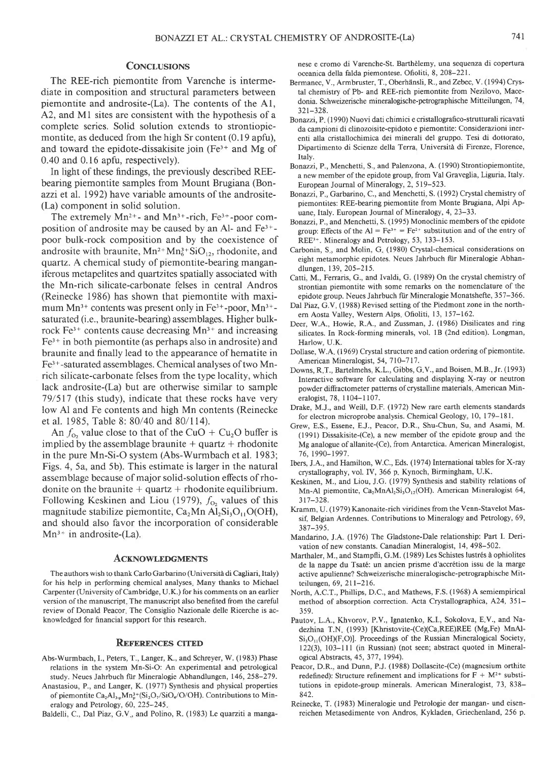## Conclusions

The REE-rich piemontite from Varenche is intermediate in composition and structural parameters between piemontite and androsite-(La). The contents of the A1, A2, and M1 sites are consistent with the hypothesis of a complete series. Solid solution extends to strontiopiemontite, as deduced from the high Sr content (0.19 apfu), and toward the epidote-dissakisite join ($Fe^{3+}$ and Mg of 0.40 and 0.16 apfu, respectively).

In light of these findings, the previously described REE-bearing piemontite samples from Mount Brugiana (Bonazzi et al. 1992) have variable amounts of the androsite-(La) component in solid solution.

The extremely $Mn^{2+}$- and $Mn^{3+}$-rich, $Fe^{3+}$-poor composition of androsite may be caused by an Al- and $Fe^{3+}$-poor bulk-rock composition and by the coexistence of androsite with braunite, $Mn^{2+}Mn^{3+}_6SiO_{12}$, rhodonite, and quartz. A chemical study of piemontite-bearing manganiferous metapelites and quartzites spatially associated with the Mn-rich silicate-carbonate felses in central Andros (Reinecke 1986) has shown that piemontite with maximum $Mn^{3+}$ contents was present only in $Fe^{3+}$-poor, $Mn^{3+}$-saturated (i.e., braunite-bearing) assemblages. Higher bulk-rock $Fe^{3+}$ contents cause decreasing $Mn^{3+}$ and increasing $Fe^{3+}$ in both piemontite (as perhaps also in androsite) and braunite and finally lead to the appearance of hematite in $Fe^{3+}$-saturated assemblages. Chemical analyses of two Mn-rich silicate-carbonate felses from the type locality, which lack androsite-(La) but are otherwise similar to sample 79/517 (this study), indicate that these rocks have very low Al and Fe contents and high Mn contents (Reinecke et al. 1985, Table 8: 80/40 and 80/114).

An $f_{O_2}$ value close to that of the CuO + $Cu_2O$ buffer is implied by the assemblage braunite + quartz + rhodonite in the pure Mn-Si-O system (Abs-Wurmbach et al. 1983; Figs. 4, 5a, and 5b). This estimate is larger in the natural assemblage because of major solid-solution effects of rhodonite on the braunite + quartz + rhodonite equilibrium. Following Keskinen and Liou (1979), $f_{O_2}$ values of this magnitude stabilize piemontite, $Ca_2Mn\,Al_2Si_3O_{11}O(OH)$, and should also favor the incorporation of considerable $Mn^{3+}$ in androsite-(La).

## Acknowledgments

The authors wish to thank Carlo Garbarino (Università di Cagliari, Italy) for his help in performing chemical analyses. Many thanks to Michael Carpenter (University of Cambridge, U.K.) for his comments on an earlier version of the manuscript. The manuscript also benefited from the careful review of Donald Peacor. The Consiglio Nazionale delle Ricerche is acknowledged for financial support for this research.

## References Cited

Abs-Wurmbach, I., Peters, T., Langer, K., and Schreyer, W. (1983) Phase relations in the system Mn-Si-O: An experimental and petrological study. Neues Jahrbuch für Mineralogie Abhandlungen, 146, 258–279.

Anastasiou, P., and Langer, K. (1977) Synthesis and physical properties of piemontite $Ca_2Al_{3-p}Mn^{3+}_p(Si_2O_7/SiO_4/O/OH)$. Contributions to Mineralogy and Petrology, 60, 225–245.

Baldelli, C., Dal Piaz, G.V., and Polino, R. (1983) Le quarziti a manganese e cromo di Varenche-St. Barthèlemy, una sequenza di copertura oceanica della falda piemontese. Ofioliti, 8, 208–221.

Bermanec, V., Armbruster, T., Oberhänsli, R., and Zebec, V. (1994) Crystal chemistry of Pb- and REE-rich piemontite from Nezilovo, Macedonia. Schweizerische mineralogische-petrographische Mitteilungen, 74, 321–328.

Bonazzi, P. (1990) Nuovi dati chimici e cristallografico-strutturali ricavati da campioni di clinozoisite-epidoto e piemontite: Considerazioni inerenti alla cristallochimica dei minerali del gruppo. Tesi di dottorato, Dipartimento di Scienze della Terra, Università di Firenze, Florence, Italy.

Bonazzi, P., Menchetti, S., and Palenzona, A. (1990) Strontiopiemontite, a new member of the epidote group, from Val Graveglia, Liguria, Italy. European Journal of Mineralogy, 2, 519–523.

Bonazzi, P., Garbarino, C., and Menchetti, S. (1992) Crystal chemistry of piemontites: REE-bearing piemontite from Monte Brugiana, Alpi Apuane, Italy. European Journal of Mineralogy, 4, 23–33.

Bonazzi, P., and Menchetti, S. (1995) Monoclinic members of the epidote group: Effects of the Al = $Fe^{3+}$ = $Fe^{2+}$ substitution and of the entry of $REE^{3+}$. Mineralogy and Petrology, 53, 133–153.

Carbonin, S., and Molin, G. (1980) Crystal-chemical considerations on eight metamorphic epidotes. Neues Jahrbuch für Mineralogie Abhandlungen, 139, 205–215.

Catti, M., Ferraris, G., and Ivaldi, G. (1989) On the crystal chemistry of strontian piemontite with some remarks on the nomenclature of the epidote group. Neues Jahrbuch für Mineralogie Monatshefte, 357–366.

Dal Piaz, G.V. (1988) Revised setting of the Piedmont zone in the northern Aosta Valley, Western Alps. Ofioliti, 13, 157–162.

Deer, W.A., Howie, R.A., and Zussman, J. (1986) Disilicates and ring silicates. In Rock-forming minerals, vol. 1B (2nd edition). Longman, Harlow, U.K.

Dollase, W.A. (1969) Crystal structure and cation ordering of piemontite. American Mineralogist, 54, 710–717.

Downs, R.T., Bartelmehs, K.L., Gibbs, G.V., and Boisen, M.B., Jr. (1993) Interactive software for calculating and displaying X-ray or neutron powder diffractometer patterns of crystalline materials. American Mineralogist, 78, 1104–1107.

Drake, M.J., and Weill, D.F. (1972) New rare earth elements standards for electron microprobe analysis. Chemical Geology, 10, 179–181.

Grew, E.S., Essene, E.J., Peacor, D.R., Shu-Chun, Su, and Asami, M. (1991) Dissakisite-(Ce), a new member of the epidote group and the Mg analogue of allanite-(Ce), from Antarctica. American Mineralogist, 76, 1990–1997.

Ibers, J.A., and Hamilton, W.C., Eds. (1974) International tables for X-ray crystallography, vol. IV, 366 p. Kynoch, Birmingham, U.K.

Keskinen, M., and Liou, J.G. (1979) Synthesis and stability relations of Mn-Al piemontite, $Ca_2MnAl_2Si_3O_{12}(OH)$. American Mineralogist 64, 317–328.

Kramm, U. (1979) Kanonaite-rich viridines from the Venn-Stavelot Massif, Belgian Ardennes. Contributions to Mineralogy and Petrology, 69, 387–395.

Mandarino, J.A. (1976) The Gladstone-Dale relationship: Part I. Derivation of new constants. Canadian Mineralogist, 14, 498–502.

Marthaler, M., and Stampfli, G.M. (1989) Les Schistes lustrés à ophiolites de la nappe du Tsaté: un ancien prisme d'accrétion issu de la marge active apulienne? Schweizerische mineralogische-petrographische Mitteilungen, 69, 211–216.

North, A.C.T., Phillips, D.C., and Mathews, F.S. (1968) A semiempirical method of absorption correction. Acta Crystallographica, A24, 351–359.

Pautov, L.A., Khvorov, P.V., Ignatenko, K.I., Sokolova, E.V., and Nadezhina T.N. (1993) [Khristovite-(Ce)(Ca,REE)REE (Mg,Fe) $MnAlSi_3O_{11}(OH)(F,O)$]. Proceedings of the Russian Mineralogical Society, 122(3), 103–111 (in Russian) (not seen; abstract quoted in Mineralogical Abstracts, 45, 377, 1994).

Peacor, D.R., and Dunn, P.J. (1988) Dollaseite-(Ce) (magnesium orthite redefined): Structure refinement and implications for F + $M^{2+}$ substitutions in epidote-group minerals. American Mineralogist, 73, 838–842.

Reinecke, T. (1983) Mineralogie und Petrologie der mangan- und eisenreichen Metasedimente von Andros, Kykladen, Griechenland, 256 p.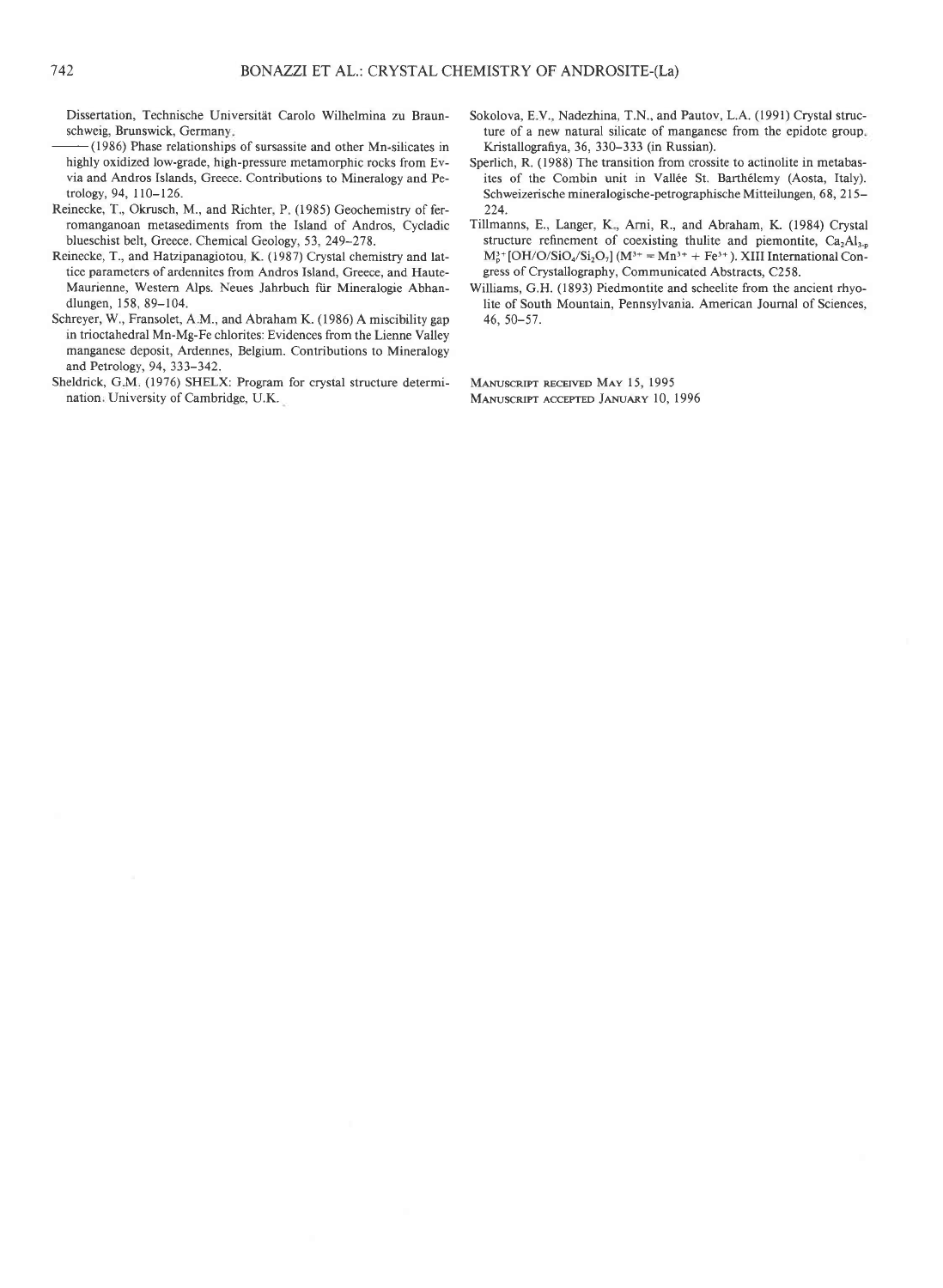Dissertation, Technische Universität Carolo Wilhelmina zu Braunschweig, Brunswick, Germany.

——— (1986) Phase relationships of sursassite and other Mn-silicates in highly oxidized low-grade, high-pressure metamorphic rocks from Evvia and Andros Islands, Greece. Contributions to Mineralogy and Petrology, 94, 110–126.

Reinecke, T., Okrusch, M., and Richter, P. (1985) Geochemistry of ferromanganoan metasediments from the Island of Andros, Cycladic blueschist belt, Greece. Chemical Geology, 53, 249–278.

Reinecke, T., and Hatzipanagiotou, K. (1987) Crystal chemistry and lattice parameters of ardennites from Andros Island, Greece, and Haute-Maurienne, Western Alps. Neues Jahrbuch für Mineralogie Abhandlungen, 158, 89–104.

Schreyer, W., Fransolet, A.M., and Abraham K. (1986) A miscibility gap in trioctahedral Mn-Mg-Fe chlorites: Evidences from the Lienne Valley manganese deposit, Ardennes, Belgium. Contributions to Mineralogy and Petrology, 94, 333–342.

Sheldrick, G.M. (1976) SHELX: Program for crystal structure determination. University of Cambridge, U.K.

Sokolova, E.V., Nadezhina, T.N., and Pautov, L.A. (1991) Crystal structure of a new natural silicate of manganese from the epidote group. Kristallografiya, 36, 330–333 (in Russian).

Sperlich, R. (1988) The transition from crossite to actinolite in metabasites of the Combin unit in Vallée St. Barthélemy (Aosta, Italy). Schweizerische mineralogische-petrographische Mitteilungen, 68, 215–224.

Tillmanns, E., Langer, K., Arni, R., and Abraham, K. (1984) Crystal structure refinement of coexisting thulite and piemontite, $Ca_2Al_{3-p}M^{3+}_p[OH/O/SiO_4/Si_2O_7]$ ($M^{3+} = Mn^{3+} + Fe^{3+}$). XIII International Congress of Crystallography, Communicated Abstracts, C258.

Williams, G.H. (1893) Piedmontite and scheelite from the ancient rhyolite of South Mountain, Pennsylvania. American Journal of Sciences, 46, 50–57.

Manuscript received May 15, 1995
Manuscript accepted January 10, 1996